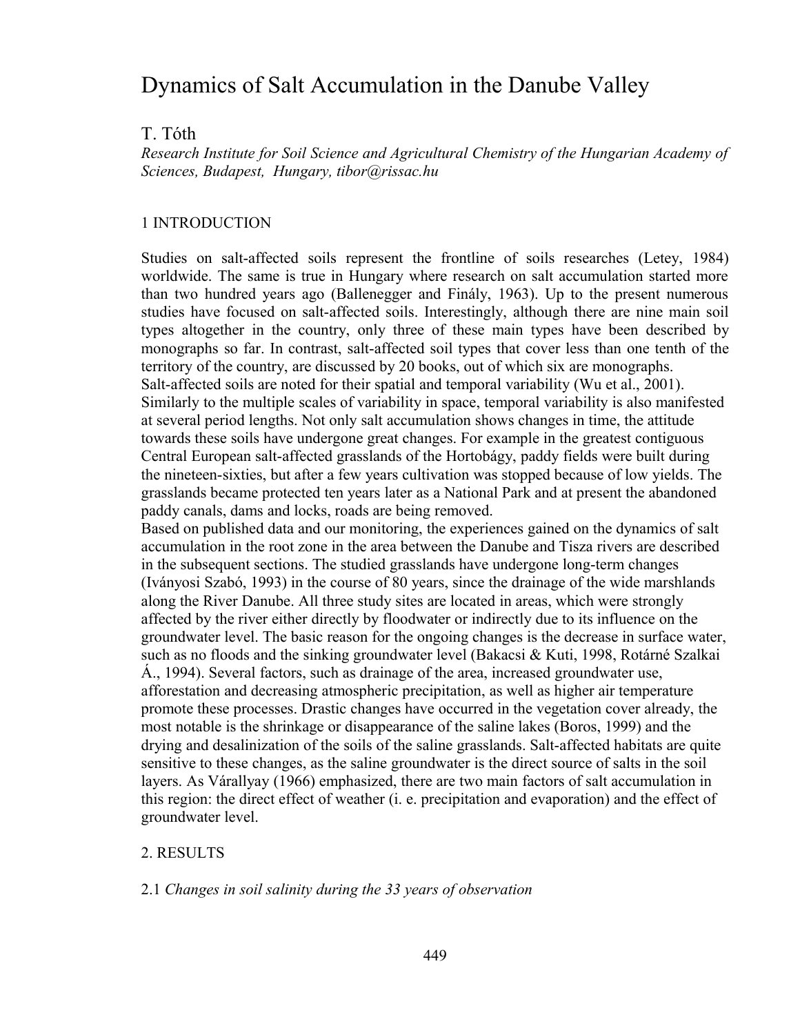# Dynamics of Salt Accumulation in the Danube Valley

T. Tóth

*Research Institute for Soil Science and Agricultural Chemistry of the Hungarian Academy of Sciences, Budapest, Hungary, tibor@rissac.hu*

## 1 INTRODUCTION

Studies on salt-affected soils represent the frontline of soils researches (Letey, 1984) worldwide. The same is true in Hungary where research on salt accumulation started more than two hundred years ago (Ballenegger and Finály, 1963). Up to the present numerous studies have focused on salt-affected soils. Interestingly, although there are nine main soil types altogether in the country, only three of these main types have been described by monographs so far. In contrast, salt-affected soil types that cover less than one tenth of the territory of the country, are discussed by 20 books, out of which six are monographs.

Salt-affected soils are noted for their spatial and temporal variability (Wu et al., 2001). Similarly to the multiple scales of variability in space, temporal variability is also manifested at several period lengths. Not only salt accumulation shows changes in time, the attitude towards these soils have undergone great changes. For example in the greatest contiguous Central European salt-affected grasslands of the Hortobágy, paddy fields were built during the nineteen-sixties, but after a few years cultivation was stopped because of low yields. The grasslands became protected ten years later as a National Park and at present the abandoned paddy canals, dams and locks, roads are being removed.

Based on published data and our monitoring, the experiences gained on the dynamics of salt accumulation in the root zone in the area between the Danube and Tisza rivers are described in the subsequent sections. The studied grasslands have undergone long-term changes (Iványosi Szabó, 1993) in the course of 80 years, since the drainage of the wide marshlands along the River Danube. All three study sites are located in areas, which were strongly affected by the river either directly by floodwater or indirectly due to its influence on the groundwater level. The basic reason for the ongoing changes is the decrease in surface water, such as no floods and the sinking groundwater level (Bakacsi & Kuti, 1998, Rotárné Szalkai Á., 1994). Several factors, such as drainage of the area, increased groundwater use, afforestation and decreasing atmospheric precipitation, as well as higher air temperature promote these processes. Drastic changes have occurred in the vegetation cover already, the most notable is the shrinkage or disappearance of the saline lakes (Boros, 1999) and the drying and desalinization of the soils of the saline grasslands. Salt-affected habitats are quite sensitive to these changes, as the saline groundwater is the direct source of salts in the soil layers. As Várallyay (1966) emphasized, there are two main factors of salt accumulation in this region: the direct effect of weather (i. e. precipitation and evaporation) and the effect of groundwater level.

## 2. RESULTS

### 2.1 *Changes in soil salinity during the 33 years of observation*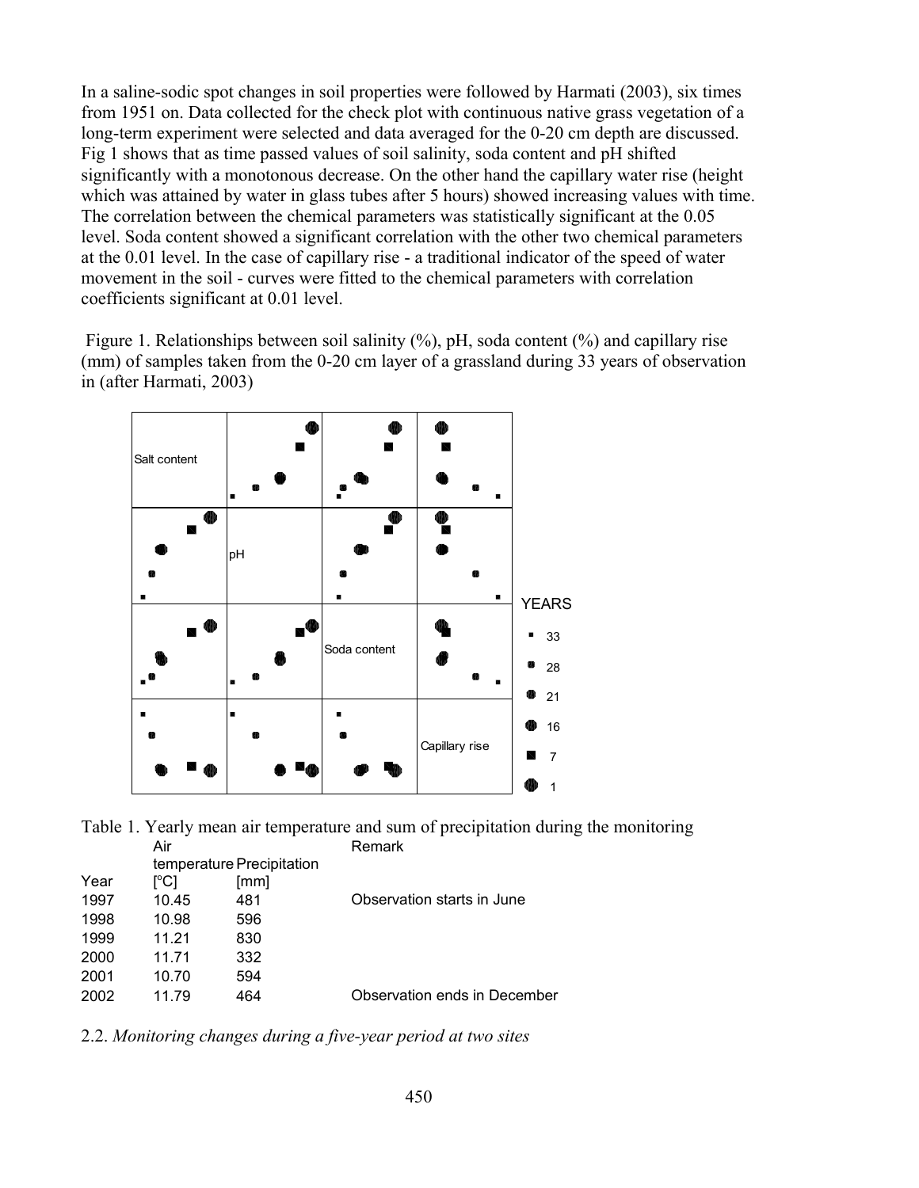In a saline-sodic spot changes in soil properties were followed by Harmati (2003), six times from 1951 on. Data collected for the check plot with continuous native grass vegetation of a long-term experiment were selected and data averaged for the 0-20 cm depth are discussed. Fig 1 shows that as time passed values of soil salinity, soda content and pH shifted significantly with a monotonous decrease. On the other hand the capillary water rise (height which was attained by water in glass tubes after 5 hours) showed increasing values with time. The correlation between the chemical parameters was statistically significant at the 0.05 level. Soda content showed a significant correlation with the other two chemical parameters at the 0.01 level. In the case of capillary rise - a traditional indicator of the speed of water movement in the soil - curves were fitted to the chemical parameters with correlation coefficients significant at 0.01 level.

Figure 1. Relationships between soil salinity (%), pH, soda content (%) and capillary rise (mm) of samples taken from the 0-20 cm layer of a grassland during 33 years of observation in (after Harmati, 2003)

Table 1. Yearly mean air temperature and sum of precipitation during the monitoring

| Year | Air temperature [°C] | Precipitation [mm] | Remark |
|---|---|---|---|
| 1997 | 10.45 | 481 | Observation starts in June |
| 1998 | 10.98 | 596 | |
| 1999 | 11.21 | 830 | |
| 2000 | 11.71 | 332 | |
| 2001 | 10.70 | 594 | |
| 2002 | 11.79 | 464 | Observation ends in December |

2.2. *Monitoring changes during a five-year period at two sites*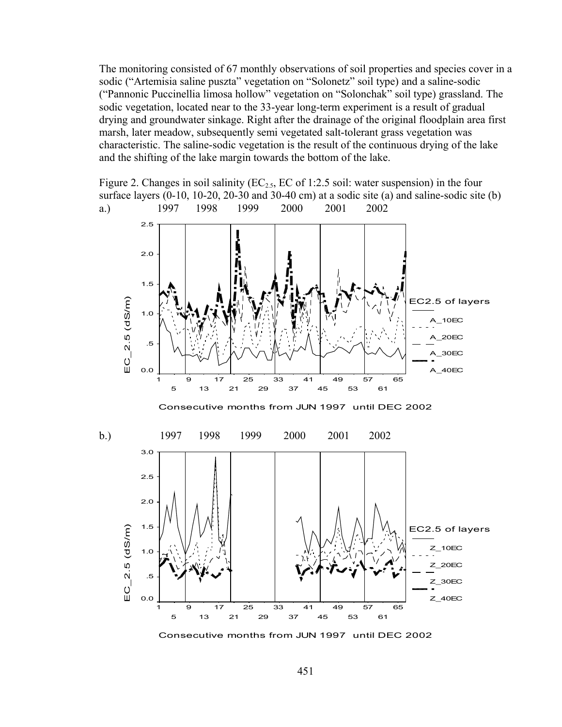The monitoring consisted of 67 monthly observations of soil properties and species cover in a sodic ("Artemisia saline puszta" vegetation on "Solonetz" soil type) and a saline-sodic ("Pannonic Puccinellia limosa hollow" vegetation on "Solonchak" soil type) grassland. The sodic vegetation, located near to the 33-year long-term experiment is a result of gradual drying and groundwater sinkage. Right after the drainage of the original floodplain area first marsh, later meadow, subsequently semi vegetated salt-tolerant grass vegetation was characteristic. The saline-sodic vegetation is the result of the continuous drying of the lake and the shifting of the lake margin towards the bottom of the lake.

Figure 2. Changes in soil salinity ($EC_{2.5}$, EC of 1:2.5 soil: water suspension) in the four surface layers (0-10, 10-20, 20-30 and 30-40 cm) at a sodic site (a) and saline-sodic site (b)

a.) 1997 1998 1999 2000 2001 2002

EC_2.5 (dS/m)

EC2.5 of layers: A_10EC, A_20EC, A_30EC, A_40EC

Consecutive months from JUN 1997 until DEC 2002

b.) 1997 1998 1999 2000 2001 2002

EC_2.5 (dS/m)

EC2.5 of layers: Z_10EC, Z_20EC, Z_30EC, Z_40EC

Consecutive months from JUN 1997 until DEC 2002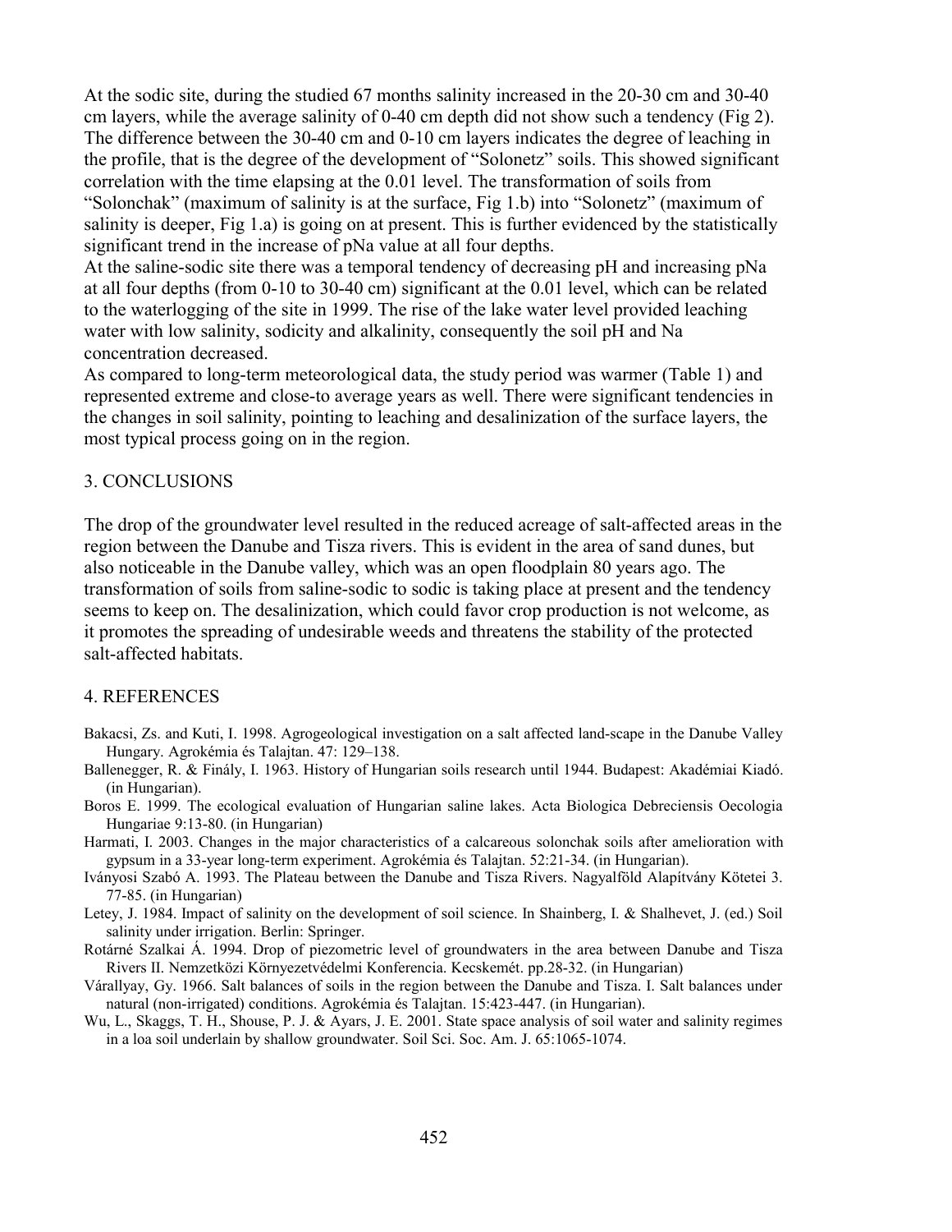At the sodic site, during the studied 67 months salinity increased in the 20-30 cm and 30-40 cm layers, while the average salinity of 0-40 cm depth did not show such a tendency (Fig 2). The difference between the 30-40 cm and 0-10 cm layers indicates the degree of leaching in the profile, that is the degree of the development of "Solonetz" soils. This showed significant correlation with the time elapsing at the 0.01 level. The transformation of soils from "Solonchak" (maximum of salinity is at the surface, Fig 1.b) into "Solonetz" (maximum of salinity is deeper, Fig 1.a) is going on at present. This is further evidenced by the statistically significant trend in the increase of pNa value at all four depths.
At the saline-sodic site there was a temporal tendency of decreasing pH and increasing pNa at all four depths (from 0-10 to 30-40 cm) significant at the 0.01 level, which can be related to the waterlogging of the site in 1999. The rise of the lake water level provided leaching water with low salinity, sodicity and alkalinity, consequently the soil pH and Na concentration decreased.
As compared to long-term meteorological data, the study period was warmer (Table 1) and represented extreme and close-to average years as well. There were significant tendencies in the changes in soil salinity, pointing to leaching and desalinization of the surface layers, the most typical process going on in the region.

## 3. CONCLUSIONS

The drop of the groundwater level resulted in the reduced acreage of salt-affected areas in the region between the Danube and Tisza rivers. This is evident in the area of sand dunes, but also noticeable in the Danube valley, which was an open floodplain 80 years ago. The transformation of soils from saline-sodic to sodic is taking place at present and the tendency seems to keep on. The desalinization, which could favor crop production is not welcome, as it promotes the spreading of undesirable weeds and threatens the stability of the protected salt-affected habitats.

## 4. REFERENCES

Bakacsi, Zs. and Kuti, I. 1998. Agrogeological investigation on a salt affected land-scape in the Danube Valley Hungary. Agrokémia és Talajtan. 47: 129–138.

Ballenegger, R. & Finály, I. 1963. History of Hungarian soils research until 1944. Budapest: Akadémiai Kiadó. (in Hungarian).

Boros E. 1999. The ecological evaluation of Hungarian saline lakes. Acta Biologica Debreciensis Oecologia Hungariae 9:13-80. (in Hungarian)

Harmati, I. 2003. Changes in the major characteristics of a calcareous solonchak soils after amelioration with gypsum in a 33-year long-term experiment. Agrokémia és Talajtan. 52:21-34. (in Hungarian).

Iványosi Szabó A. 1993. The Plateau between the Danube and Tisza Rivers. Nagyalföld Alapítvány Kötetei 3. 77-85. (in Hungarian)

Letey, J. 1984. Impact of salinity on the development of soil science. In Shainberg, I. & Shalhevet, J. (ed.) Soil salinity under irrigation. Berlin: Springer.

Rotárné Szalkai Á. 1994. Drop of piezometric level of groundwaters in the area between Danube and Tisza Rivers II. Nemzetközi Környezetvédelmi Konferencia. Kecskemét. pp.28-32. (in Hungarian)

Várallyay, Gy. 1966. Salt balances of soils in the region between the Danube and Tisza. I. Salt balances under natural (non-irrigated) conditions. Agrokémia és Talajtan. 15:423-447. (in Hungarian).

Wu, L., Skaggs, T. H., Shouse, P. J. & Ayars, J. E. 2001. State space analysis of soil water and salinity regimes in a loa soil underlain by shallow groundwater. Soil Sci. Soc. Am. J. 65:1065-1074.